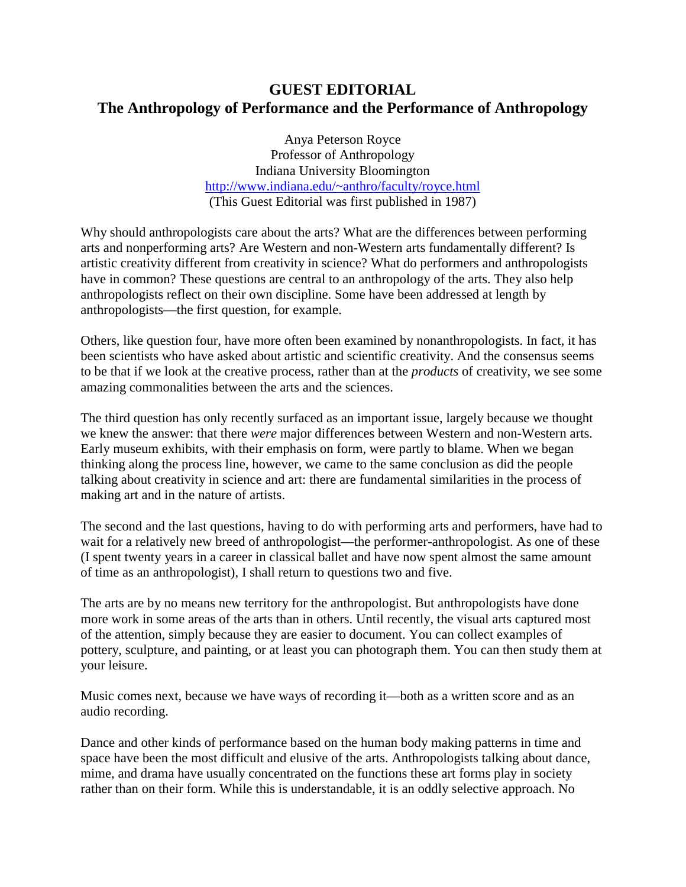# GUEST EDITORIAL
# The Anthropology of Performance and the Performance of Anthropology

Anya Peterson Royce
Professor of Anthropology
Indiana University Bloomington
http://www.indiana.edu/~anthro/faculty/royce.html
(This Guest Editorial was first published in 1987)

Why should anthropologists care about the arts? What are the differences between performing arts and nonperforming arts? Are Western and non-Western arts fundamentally different? Is artistic creativity different from creativity in science? What do performers and anthropologists have in common? These questions are central to an anthropology of the arts. They also help anthropologists reflect on their own discipline. Some have been addressed at length by anthropologists—the first question, for example.

Others, like question four, have more often been examined by nonanthropologists. In fact, it has been scientists who have asked about artistic and scientific creativity. And the consensus seems to be that if we look at the creative process, rather than at the *products* of creativity, we see some amazing commonalities between the arts and the sciences.

The third question has only recently surfaced as an important issue, largely because we thought we knew the answer: that there *were* major differences between Western and non-Western arts. Early museum exhibits, with their emphasis on form, were partly to blame. When we began thinking along the process line, however, we came to the same conclusion as did the people talking about creativity in science and art: there are fundamental similarities in the process of making art and in the nature of artists.

The second and the last questions, having to do with performing arts and performers, have had to wait for a relatively new breed of anthropologist—the performer-anthropologist. As one of these (I spent twenty years in a career in classical ballet and have now spent almost the same amount of time as an anthropologist), I shall return to questions two and five.

The arts are by no means new territory for the anthropologist. But anthropologists have done more work in some areas of the arts than in others. Until recently, the visual arts captured most of the attention, simply because they are easier to document. You can collect examples of pottery, sculpture, and painting, or at least you can photograph them. You can then study them at your leisure.

Music comes next, because we have ways of recording it—both as a written score and as an audio recording.

Dance and other kinds of performance based on the human body making patterns in time and space have been the most difficult and elusive of the arts. Anthropologists talking about dance, mime, and drama have usually concentrated on the functions these art forms play in society rather than on their form. While this is understandable, it is an oddly selective approach. No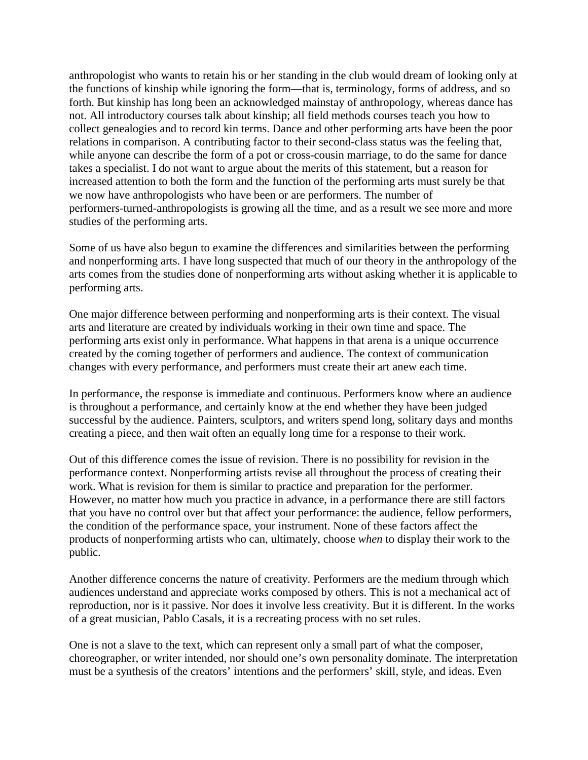anthropologist who wants to retain his or her standing in the club would dream of looking only at the functions of kinship while ignoring the form—that is, terminology, forms of address, and so forth. But kinship has long been an acknowledged mainstay of anthropology, whereas dance has not. All introductory courses talk about kinship; all field methods courses teach you how to collect genealogies and to record kin terms. Dance and other performing arts have been the poor relations in comparison. A contributing factor to their second-class status was the feeling that, while anyone can describe the form of a pot or cross-cousin marriage, to do the same for dance takes a specialist. I do not want to argue about the merits of this statement, but a reason for increased attention to both the form and the function of the performing arts must surely be that we now have anthropologists who have been or are performers. The number of performers-turned-anthropologists is growing all the time, and as a result we see more and more studies of the performing arts.

Some of us have also begun to examine the differences and similarities between the performing and nonperforming arts. I have long suspected that much of our theory in the anthropology of the arts comes from the studies done of nonperforming arts without asking whether it is applicable to performing arts.

One major difference between performing and nonperforming arts is their context. The visual arts and literature are created by individuals working in their own time and space. The performing arts exist only in performance. What happens in that arena is a unique occurrence created by the coming together of performers and audience. The context of communication changes with every performance, and performers must create their art anew each time.

In performance, the response is immediate and continuous. Performers know where an audience is throughout a performance, and certainly know at the end whether they have been judged successful by the audience. Painters, sculptors, and writers spend long, solitary days and months creating a piece, and then wait often an equally long time for a response to their work.

Out of this difference comes the issue of revision. There is no possibility for revision in the performance context. Nonperforming artists revise all throughout the process of creating their work. What is revision for them is similar to practice and preparation for the performer. However, no matter how much you practice in advance, in a performance there are still factors that you have no control over but that affect your performance: the audience, fellow performers, the condition of the performance space, your instrument. None of these factors affect the products of nonperforming artists who can, ultimately, choose *when* to display their work to the public.

Another difference concerns the nature of creativity. Performers are the medium through which audiences understand and appreciate works composed by others. This is not a mechanical act of reproduction, nor is it passive. Nor does it involve less creativity. But it is different. In the works of a great musician, Pablo Casals, it is a recreating process with no set rules.

One is not a slave to the text, which can represent only a small part of what the composer, choreographer, or writer intended, nor should one's own personality dominate. The interpretation must be a synthesis of the creators' intentions and the performers' skill, style, and ideas. Even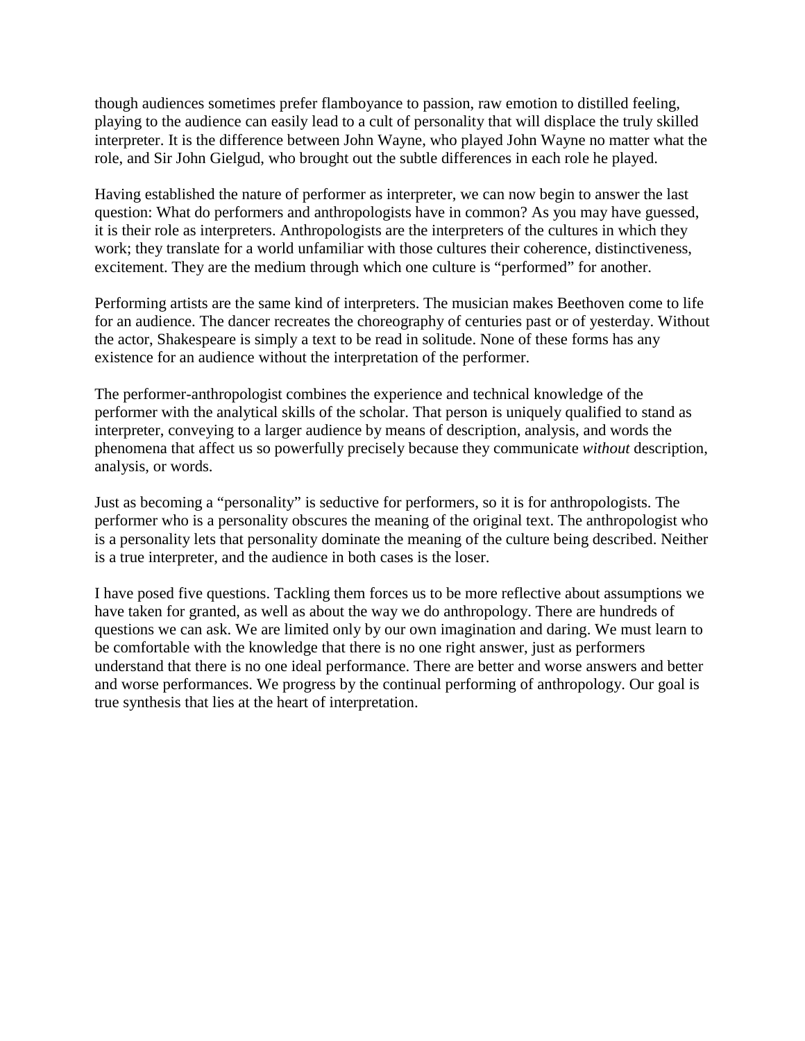though audiences sometimes prefer flamboyance to passion, raw emotion to distilled feeling, playing to the audience can easily lead to a cult of personality that will displace the truly skilled interpreter. It is the difference between John Wayne, who played John Wayne no matter what the role, and Sir John Gielgud, who brought out the subtle differences in each role he played.

Having established the nature of performer as interpreter, we can now begin to answer the last question: What do performers and anthropologists have in common? As you may have guessed, it is their role as interpreters. Anthropologists are the interpreters of the cultures in which they work; they translate for a world unfamiliar with those cultures their coherence, distinctiveness, excitement. They are the medium through which one culture is "performed" for another.

Performing artists are the same kind of interpreters. The musician makes Beethoven come to life for an audience. The dancer recreates the choreography of centuries past or of yesterday. Without the actor, Shakespeare is simply a text to be read in solitude. None of these forms has any existence for an audience without the interpretation of the performer.

The performer-anthropologist combines the experience and technical knowledge of the performer with the analytical skills of the scholar. That person is uniquely qualified to stand as interpreter, conveying to a larger audience by means of description, analysis, and words the phenomena that affect us so powerfully precisely because they communicate *without* description, analysis, or words.

Just as becoming a "personality" is seductive for performers, so it is for anthropologists. The performer who is a personality obscures the meaning of the original text. The anthropologist who is a personality lets that personality dominate the meaning of the culture being described. Neither is a true interpreter, and the audience in both cases is the loser.

I have posed five questions. Tackling them forces us to be more reflective about assumptions we have taken for granted, as well as about the way we do anthropology. There are hundreds of questions we can ask. We are limited only by our own imagination and daring. We must learn to be comfortable with the knowledge that there is no one right answer, just as performers understand that there is no one ideal performance. There are better and worse answers and better and worse performances. We progress by the continual performing of anthropology. Our goal is true synthesis that lies at the heart of interpretation.